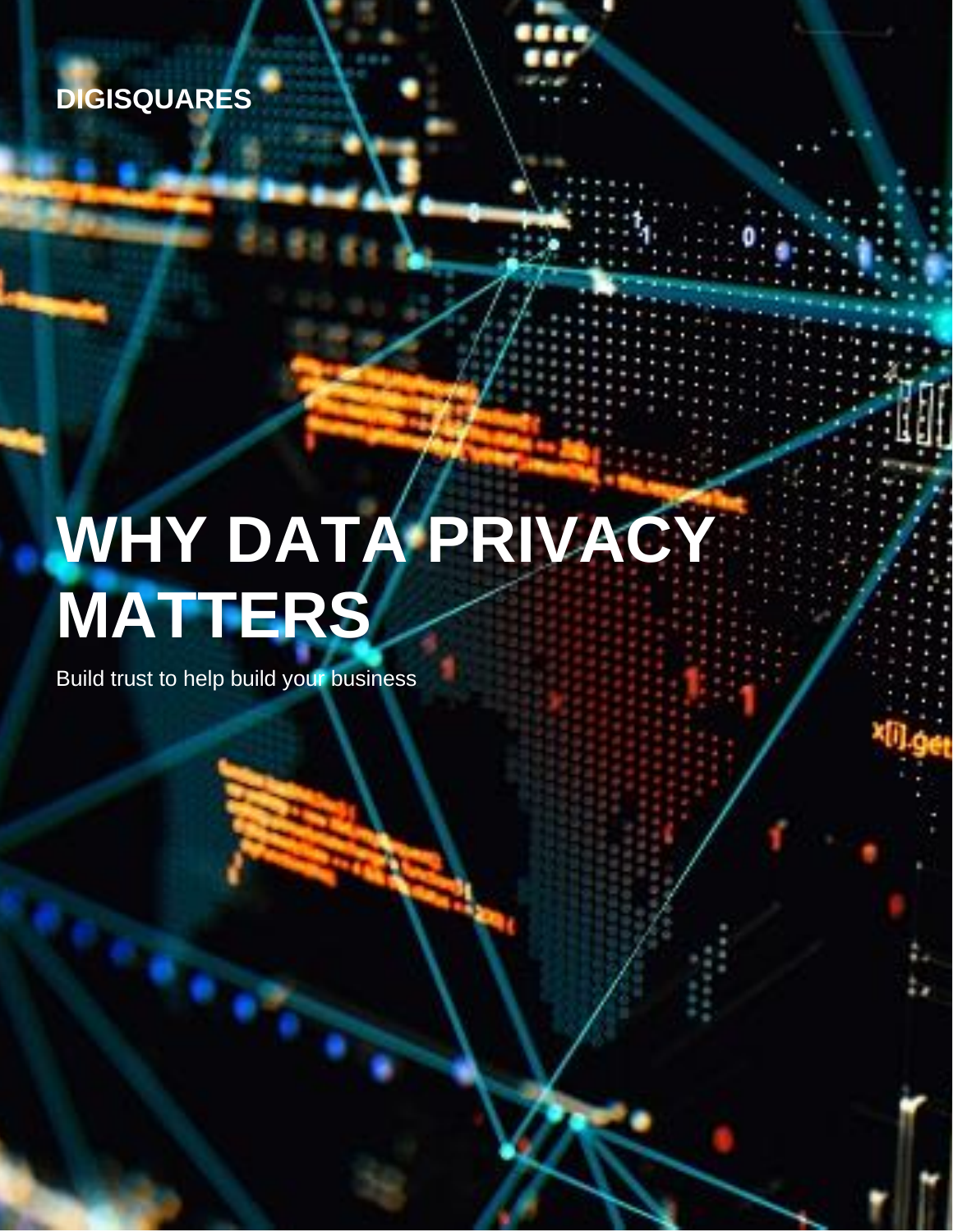DIGISQUARES

# WHY DATA PRIVACY MATTERS

Build trust to help build your business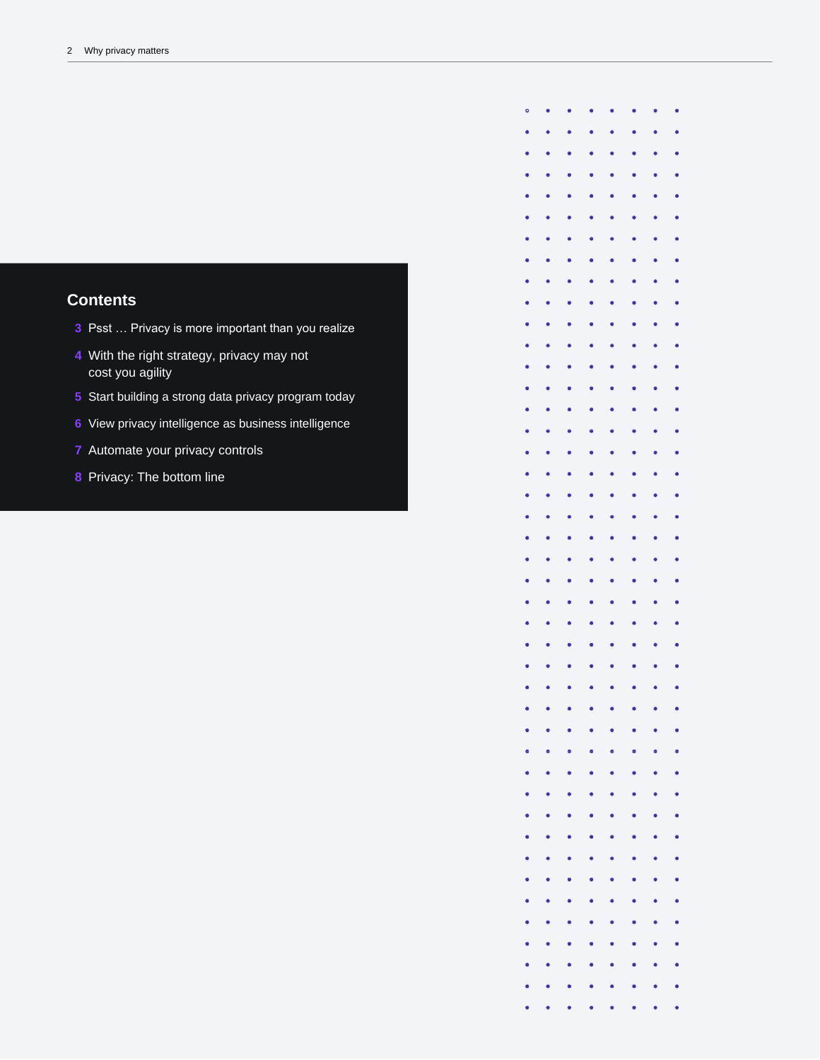## Contents

- 3 Psst … Privacy is more important than you realize
- 4 With the right strategy, privacy may not cost you agility
- 5 Start building a strong data privacy program today
- 6 View privacy intelligence as business intelligence
- 7 Automate your privacy controls
- 8 Privacy: The bottom line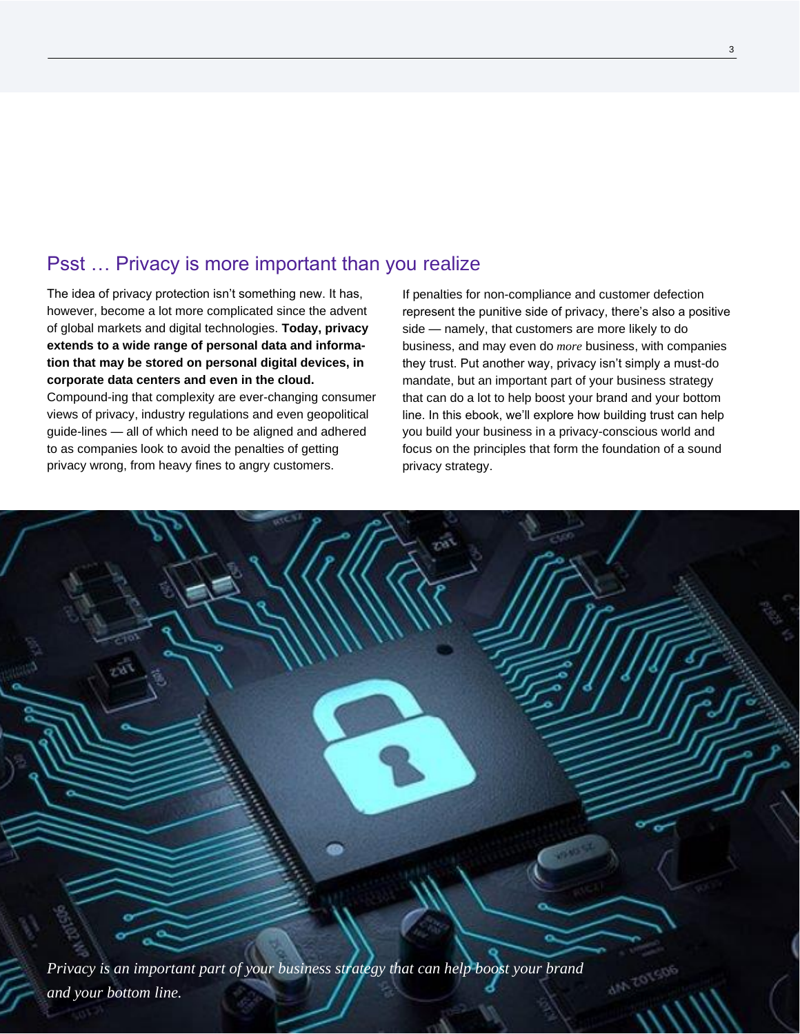## Psst … Privacy is more important than you realize

The idea of privacy protection isn't something new. It has, however, become a lot more complicated since the advent of global markets and digital technologies. **Today, privacy extends to a wide range of personal data and information that may be stored on personal digital devices, in corporate data centers and even in the cloud.** Compound-ing that complexity are ever-changing consumer views of privacy, industry regulations and even geopolitical guide-lines — all of which need to be aligned and adhered to as companies look to avoid the penalties of getting privacy wrong, from heavy fines to angry customers.

If penalties for non-compliance and customer defection represent the punitive side of privacy, there's also a positive side — namely, that customers are more likely to do business, and may even do *more* business, with companies they trust. Put another way, privacy isn't simply a must-do mandate, but an important part of your business strategy that can do a lot to help boost your brand and your bottom line. In this ebook, we'll explore how building trust can help you build your business in a privacy-conscious world and focus on the principles that form the foundation of a sound privacy strategy.

*Privacy is an important part of your business strategy that can help boost your brand and your bottom line.*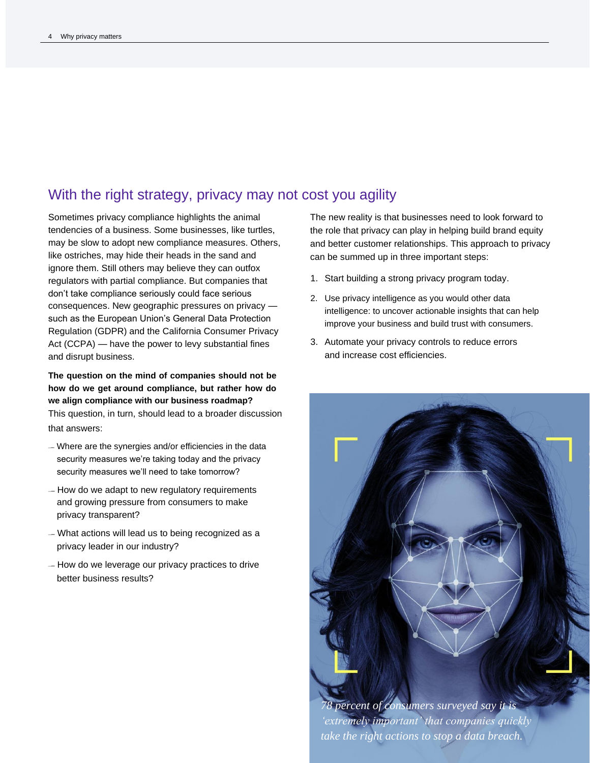## With the right strategy, privacy may not cost you agility

Sometimes privacy compliance highlights the animal tendencies of a business. Some businesses, like turtles, may be slow to adopt new compliance measures. Others, like ostriches, may hide their heads in the sand and ignore them. Still others may believe they can outfox regulators with partial compliance. But companies that don't take compliance seriously could face serious consequences. New geographic pressures on privacy — such as the European Union's General Data Protection Regulation (GDPR) and the California Consumer Privacy Act (CCPA) — have the power to levy substantial fines and disrupt business.

**The question on the mind of companies should not be how do we get around compliance, but rather how do we align compliance with our business roadmap?** This question, in turn, should lead to a broader discussion that answers:

- Where are the synergies and/or efficiencies in the data security measures we're taking today and the privacy security measures we'll need to take tomorrow?
- How do we adapt to new regulatory requirements and growing pressure from consumers to make privacy transparent?
- What actions will lead us to being recognized as a privacy leader in our industry?
- How do we leverage our privacy practices to drive better business results?

The new reality is that businesses need to look forward to the role that privacy can play in helping build brand equity and better customer relationships. This approach to privacy can be summed up in three important steps:

1. Start building a strong privacy program today.
2. Use privacy intelligence as you would other data intelligence: to uncover actionable insights that can help improve your business and build trust with consumers.
3. Automate your privacy controls to reduce errors and increase cost efficiencies.

*78 percent of consumers surveyed say it is 'extremely important' that companies quickly take the right actions to stop a data breach.*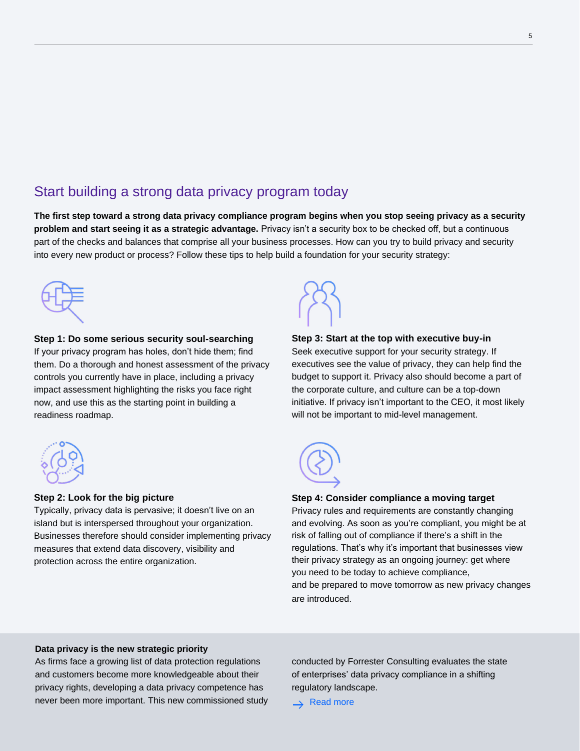## Start building a strong data privacy program today

**The first step toward a strong data privacy compliance program begins when you stop seeing privacy as a security problem and start seeing it as a strategic advantage.** Privacy isn't a security box to be checked off, but a continuous part of the checks and balances that comprise all your business processes. How can you try to build privacy and security into every new product or process? Follow these tips to help build a foundation for your security strategy:

**Step 1: Do some serious security soul-searching**
If your privacy program has holes, don't hide them; find them. Do a thorough and honest assessment of the privacy controls you currently have in place, including a privacy impact assessment highlighting the risks you face right now, and use this as the starting point in building a readiness roadmap.

**Step 2: Look for the big picture**
Typically, privacy data is pervasive; it doesn't live on an island but is interspersed throughout your organization. Businesses therefore should consider implementing privacy measures that extend data discovery, visibility and protection across the entire organization.

**Step 3: Start at the top with executive buy-in**
Seek executive support for your security strategy. If executives see the value of privacy, they can help find the budget to support it. Privacy also should become a part of the corporate culture, and culture can be a top-down initiative. If privacy isn't important to the CEO, it most likely will not be important to mid-level management.

**Step 4: Consider compliance a moving target**
Privacy rules and requirements are constantly changing and evolving. As soon as you're compliant, you might be at risk of falling out of compliance if there's a shift in the regulations. That's why it's important that businesses view their privacy strategy as an ongoing journey: get where you need to be today to achieve compliance, and be prepared to move tomorrow as new privacy changes are introduced.

**Data privacy is the new strategic priority**
As firms face a growing list of data protection regulations and customers become more knowledgeable about their privacy rights, developing a data privacy competence has never been more important. This new commissioned study conducted by Forrester Consulting evaluates the state of enterprises' data privacy compliance in a shifting regulatory landscape.

→ Read more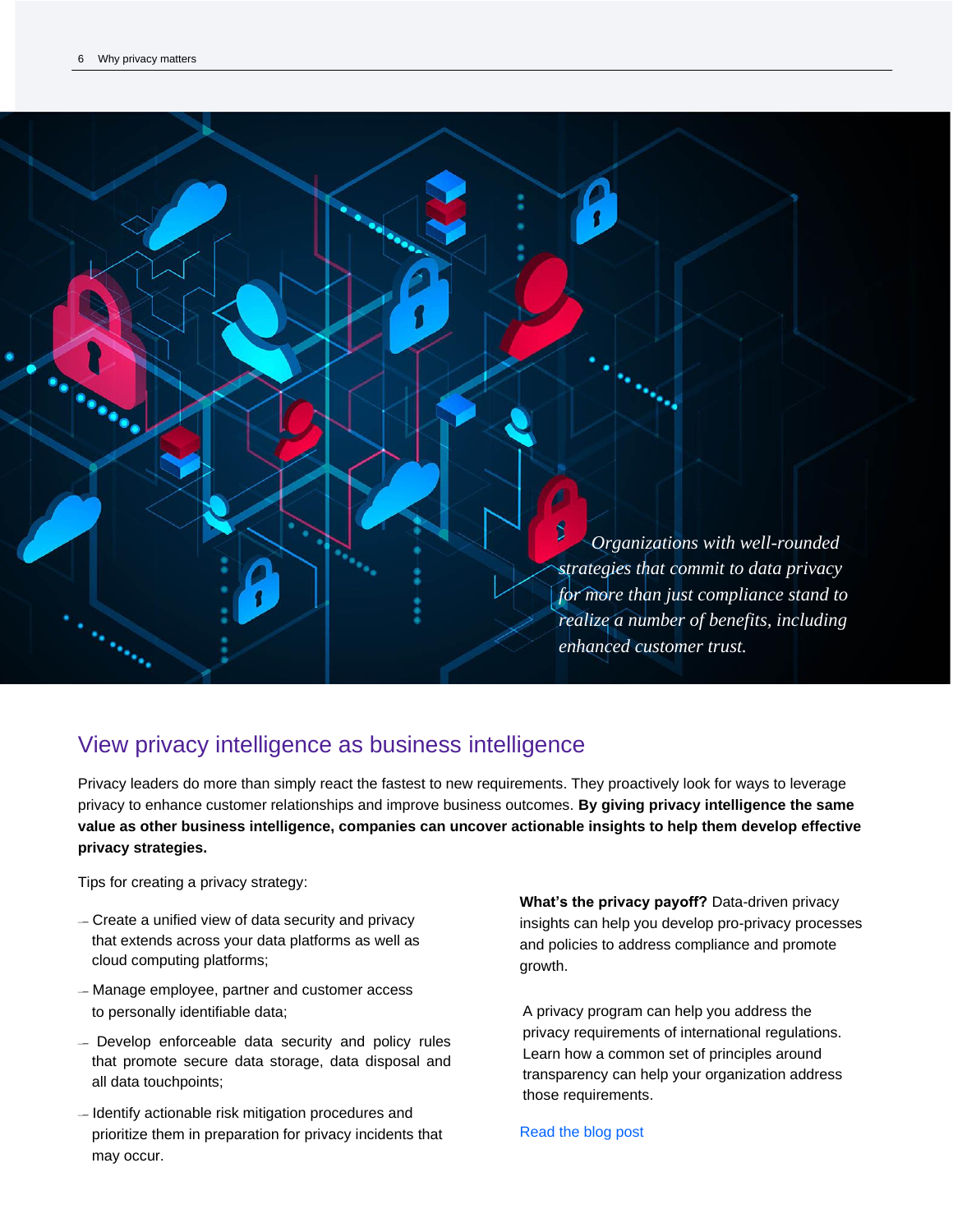*Organizations with well-rounded strategies that commit to data privacy for more than just compliance stand to realize a number of benefits, including enhanced customer trust.*

## View privacy intelligence as business intelligence

Privacy leaders do more than simply react the fastest to new requirements. They proactively look for ways to leverage privacy to enhance customer relationships and improve business outcomes. **By giving privacy intelligence the same value as other business intelligence, companies can uncover actionable insights to help them develop effective privacy strategies.**

Tips for creating a privacy strategy:

- Create a unified view of data security and privacy that extends across your data platforms as well as cloud computing platforms;
- Manage employee, partner and customer access to personally identifiable data;
- Develop enforceable data security and policy rules that promote secure data storage, data disposal and all data touchpoints;
- Identify actionable risk mitigation procedures and prioritize them in preparation for privacy incidents that may occur.

**What's the privacy payoff?** Data-driven privacy insights can help you develop pro-privacy processes and policies to address compliance and promote growth.

A privacy program can help you address the privacy requirements of international regulations. Learn how a common set of principles around transparency can help your organization address those requirements.

Read the blog post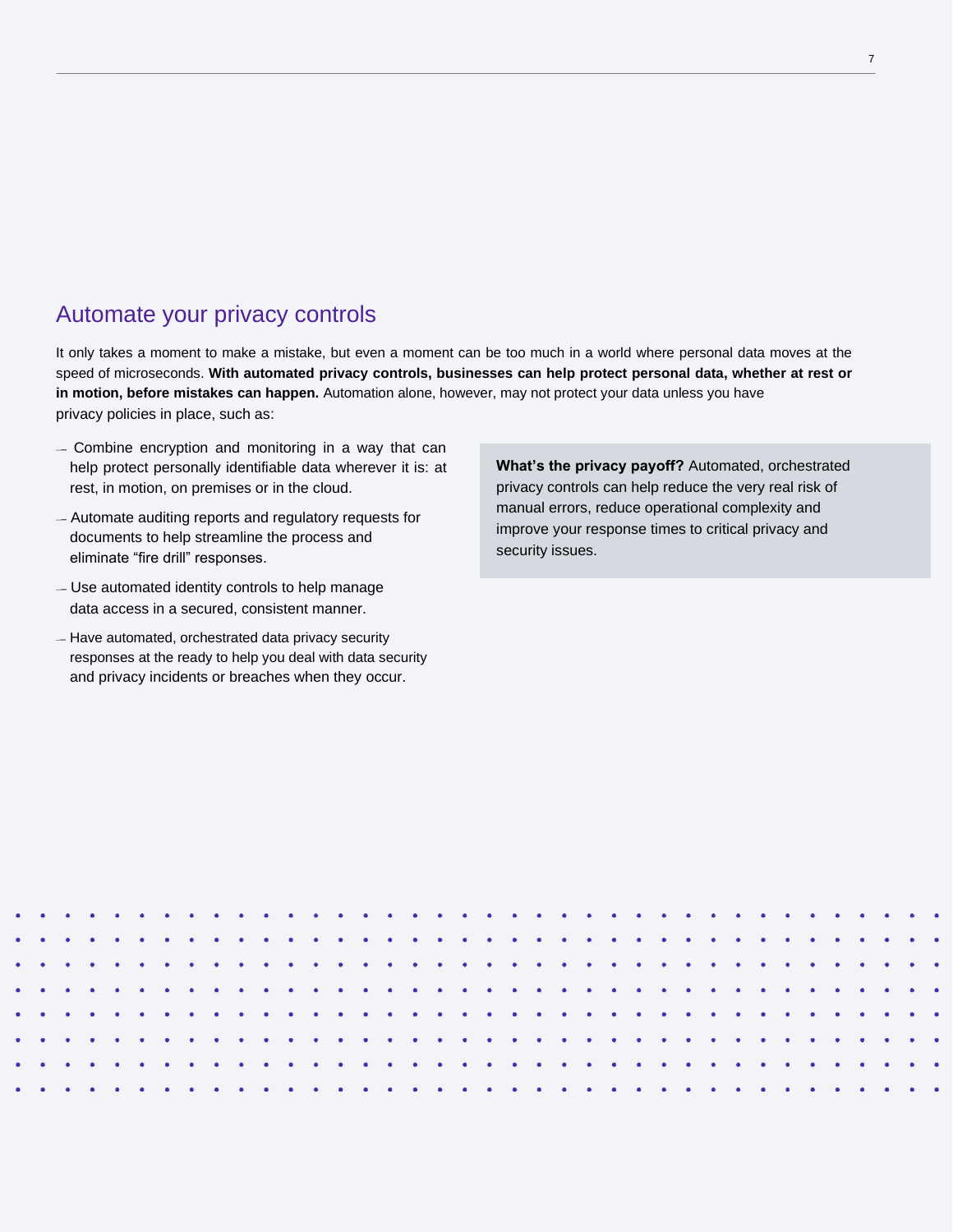## Automate your privacy controls

It only takes a moment to make a mistake, but even a moment can be too much in a world where personal data moves at the speed of microseconds. **With automated privacy controls, businesses can help protect personal data, whether at rest or in motion, before mistakes can happen.** Automation alone, however, may not protect your data unless you have privacy policies in place, such as:

- Combine encryption and monitoring in a way that can help protect personally identifiable data wherever it is: at rest, in motion, on premises or in the cloud.
- Automate auditing reports and regulatory requests for documents to help streamline the process and eliminate "fire drill" responses.
- Use automated identity controls to help manage data access in a secured, consistent manner.
- Have automated, orchestrated data privacy security responses at the ready to help you deal with data security and privacy incidents or breaches when they occur.

**What's the privacy payoff?** Automated, orchestrated privacy controls can help reduce the very real risk of manual errors, reduce operational complexity and improve your response times to critical privacy and security issues.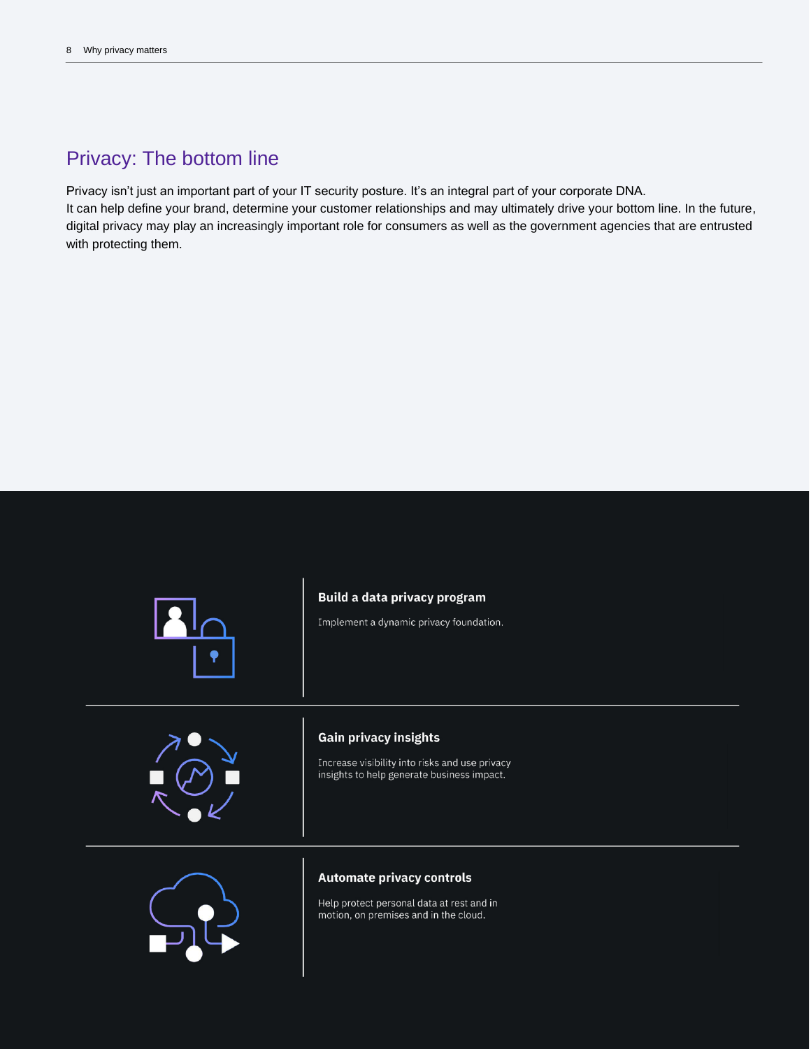## Privacy: The bottom line

Privacy isn't just an important part of your IT security posture. It's an integral part of your corporate DNA. It can help define your brand, determine your customer relationships and may ultimately drive your bottom line. In the future, digital privacy may play an increasingly important role for consumers as well as the government agencies that are entrusted with protecting them.

### Build a data privacy program

Implement a dynamic privacy foundation.

### Gain privacy insights

Increase visibility into risks and use privacy insights to help generate business impact.

### Automate privacy controls

Help protect personal data at rest and in motion, on premises and in the cloud.